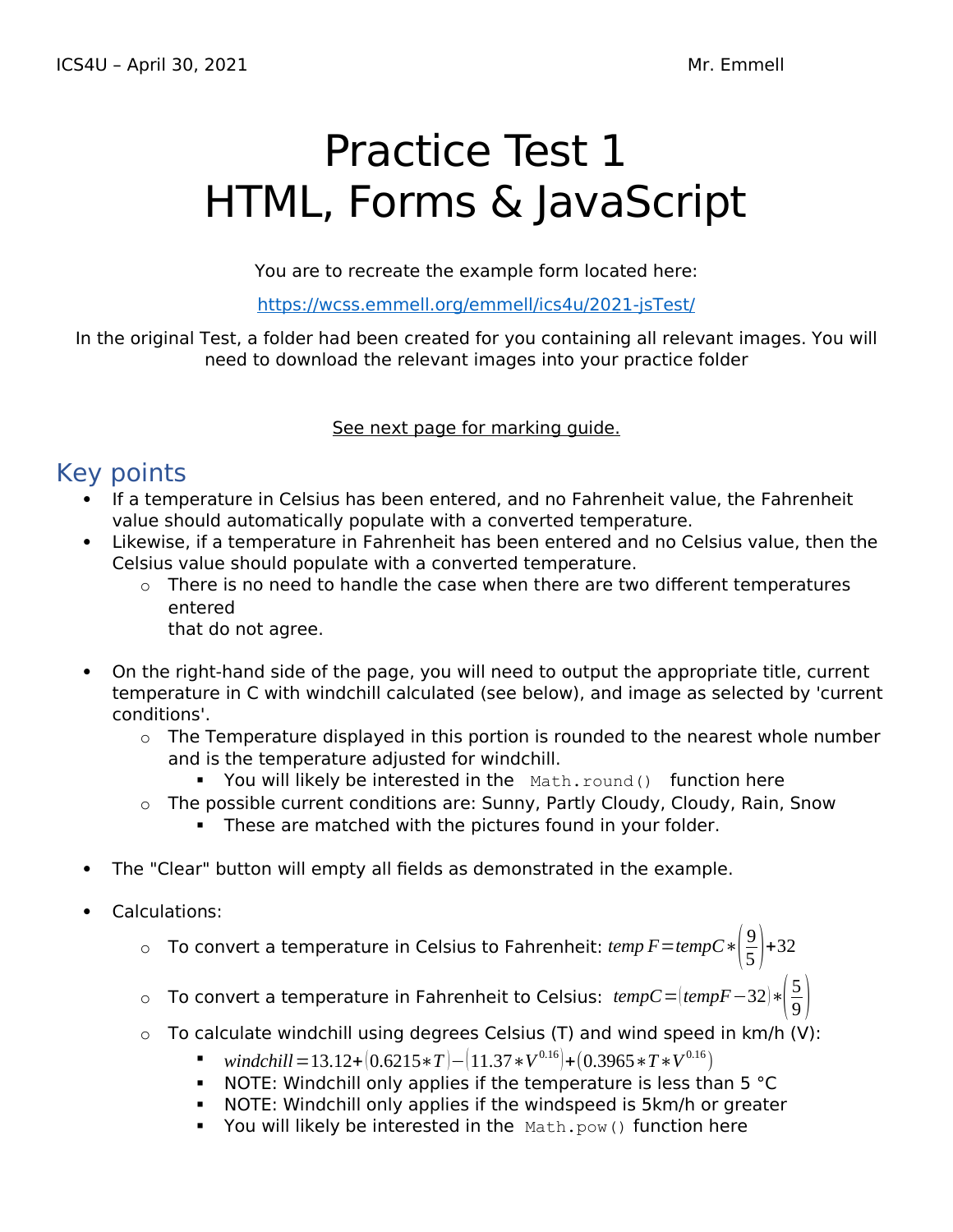ICS4U – April 30, 2021 Mr. Emmell

# Practice Test 1
# HTML, Forms & JavaScript

You are to recreate the example form located here:

https://wcss.emmell.org/emmell/ics4u/2021-jsTest/

In the original Test, a folder had been created for you containing all relevant images. You will need to download the relevant images into your practice folder

See next page for marking guide.

## Key points

- If a temperature in Celsius has been entered, and no Fahrenheit value, the Fahrenheit value should automatically populate with a converted temperature.
- Likewise, if a temperature in Fahrenheit has been entered and no Celsius value, then the Celsius value should populate with a converted temperature.
  - There is no need to handle the case when there are two different temperatures entered
    that do not agree.

- On the right-hand side of the page, you will need to output the appropriate title, current temperature in C with windchill calculated (see below), and image as selected by 'current conditions'.
  - The Temperature displayed in this portion is rounded to the nearest whole number and is the temperature adjusted for windchill.
    - You will likely be interested in the `Math.round()` function here
  - The possible current conditions are: Sunny, Partly Cloudy, Cloudy, Rain, Snow
    - These are matched with the pictures found in your folder.

- The "Clear" button will empty all fields as demonstrated in the example.

- Calculations:
  - To convert a temperature in Celsius to Fahrenheit: $temp\,F = tempC * \left(\frac{9}{5}\right) + 32$
  - To convert a temperature in Fahrenheit to Celsius: $tempC = (tempF - 32) * \left(\frac{5}{9}\right)$
  - To calculate windchill using degrees Celsius (T) and wind speed in km/h (V):
    - $windchill = 13.12 + (0.6215 * T) - (11.37 * V^{0.16}) + (0.3965 * T * V^{0.16})$
    - NOTE: Windchill only applies if the temperature is less than 5 °C
    - NOTE: Windchill only applies if the windspeed is 5km/h or greater
    - You will likely be interested in the `Math.pow()` function here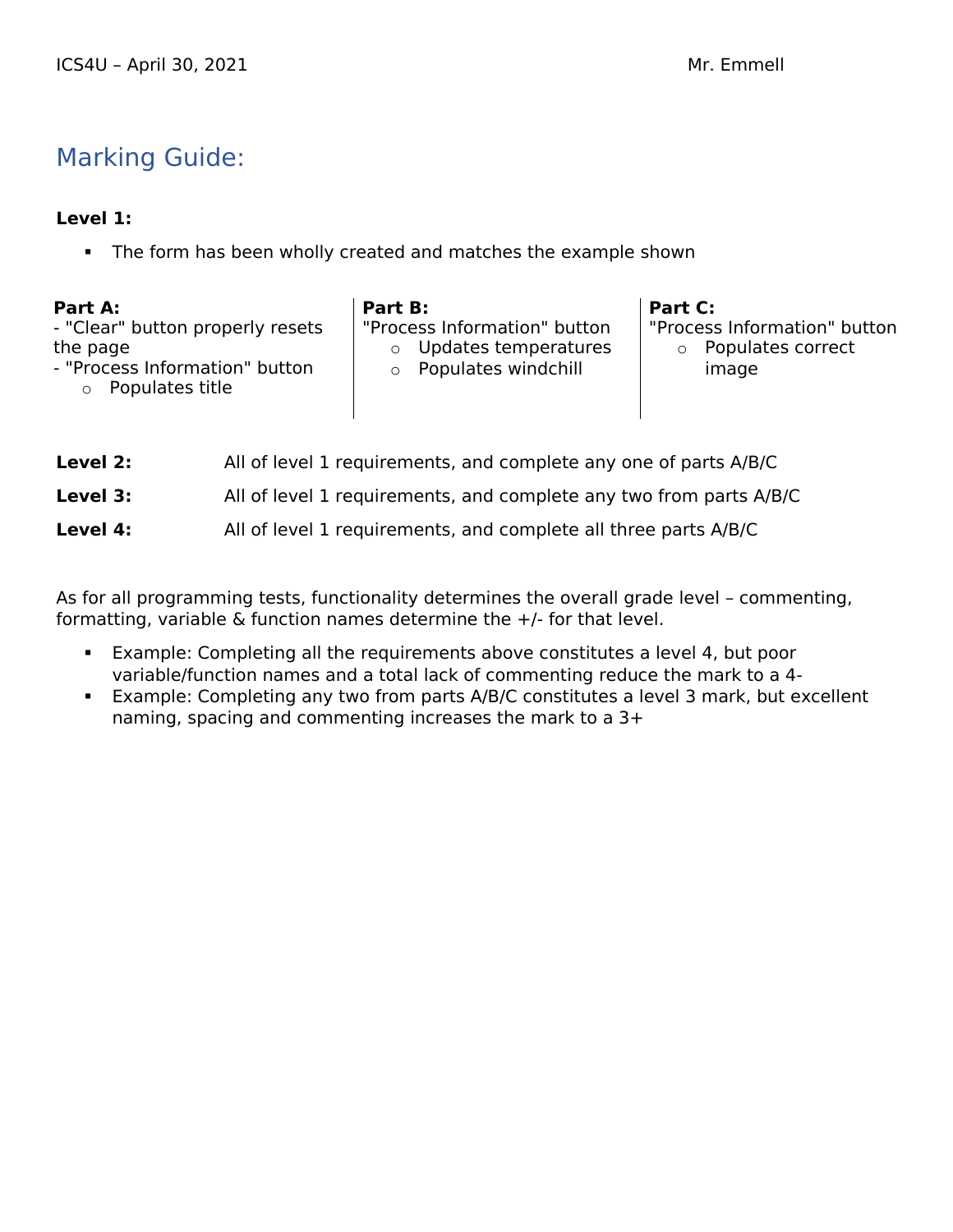## Marking Guide:

**Level 1:**

- The form has been wholly created and matches the example shown

**Part A:**
- "Clear" button properly resets the page
- "Process Information" button
  - Populates title

**Part B:**
"Process Information" button
  - Updates temperatures
  - Populates windchill

**Part C:**
"Process Information" button
  - Populates correct image

**Level 2:** All of level 1 requirements, and complete any one of parts A/B/C

**Level 3:** All of level 1 requirements, and complete any two from parts A/B/C

**Level 4:** All of level 1 requirements, and complete all three parts A/B/C

As for all programming tests, functionality determines the overall grade level – commenting, formatting, variable & function names determine the +/- for that level.

- Example: Completing all the requirements above constitutes a level 4, but poor variable/function names and a total lack of commenting reduce the mark to a 4-
- Example: Completing any two from parts A/B/C constitutes a level 3 mark, but excellent naming, spacing and commenting increases the mark to a 3+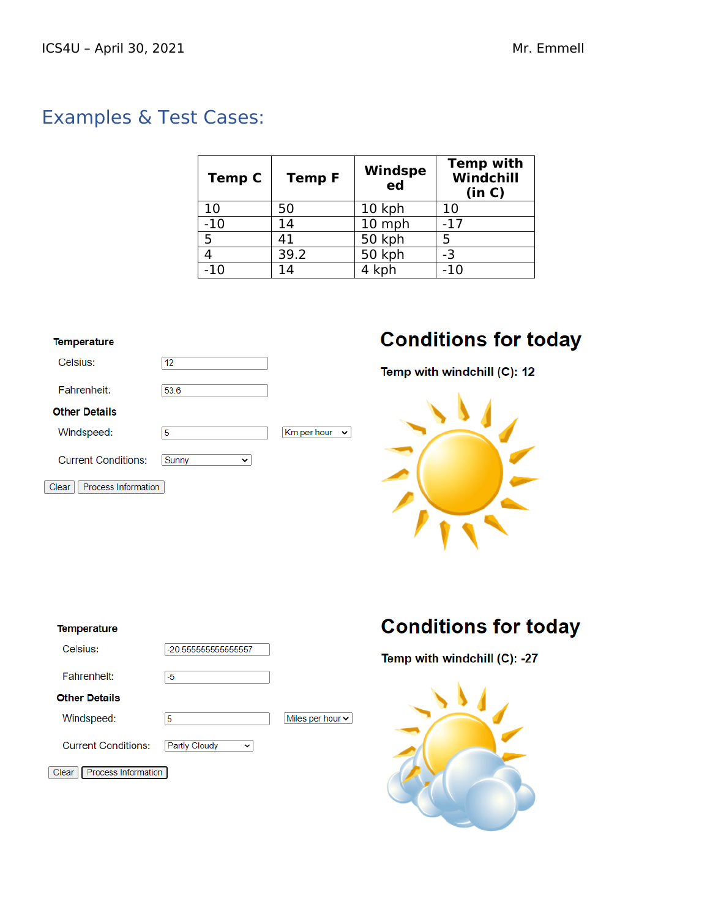## Examples & Test Cases:

| Temp C | Temp F | Windspeed | Temp with Windchill (in C) |
|---|---|---|---|
| 10 | 50 | 10 kph | 10 |
| -10 | 14 | 10 mph | -17 |
| 5 | 41 | 50 kph | 5 |
| 4 | 39.2 | 50 kph | -3 |
| -10 | 14 | 4 kph | -10 |

**Temperature**

Celsius: 12

Fahrenheit: 53.6

**Other Details**

Windspeed: 5 Km per hour

Current Conditions: Sunny

Clear Process Information

## Conditions for today

**Temp with windchill (C): 12**

**Temperature**

Celsius: -20.555555555555557

Fahrenheit: -5

**Other Details**

Windspeed: 5 Miles per hour

Current Conditions: Partly Cloudy

Clear Process Information

## Conditions for today

**Temp with windchill (C): -27**